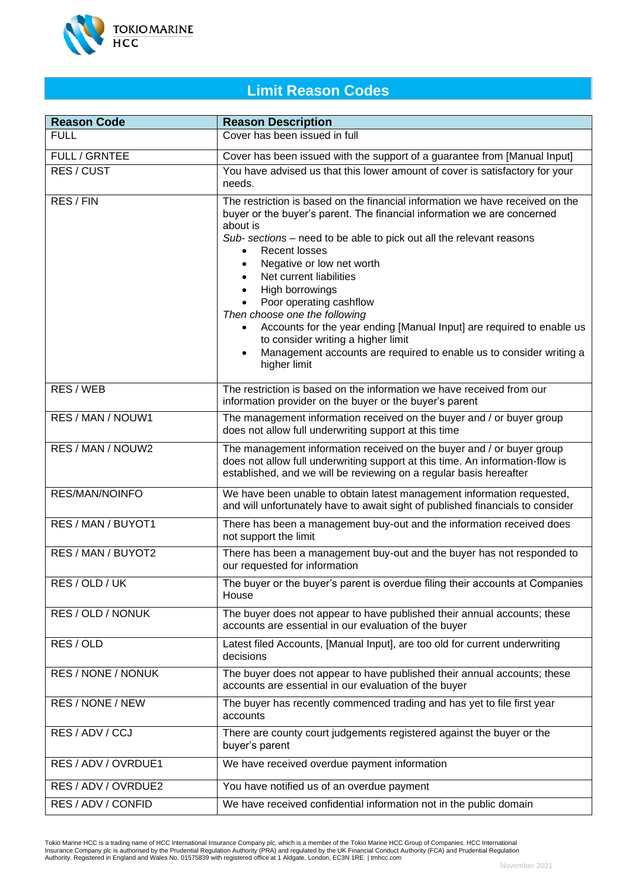# Limit Reason Codes

| Reason Code | Reason Description |
|---|---|
| FULL | Cover has been issued in full |
| FULL / GRNTEE | Cover has been issued with the support of a guarantee from [Manual Input] |
| RES / CUST | You have advised us that this lower amount of cover is satisfactory for your needs. |
| RES / FIN | The restriction is based on the financial information we have received on the buyer or the buyer's parent. The financial information we are concerned about is<br>*Sub- sections* – need to be able to pick out all the relevant reasons<br>• Recent losses<br>• Negative or low net worth<br>• Net current liabilities<br>• High borrowings<br>• Poor operating cashflow<br>*Then choose one the following*<br>• Accounts for the year ending [Manual Input] are required to enable us to consider writing a higher limit<br>• Management accounts are required to enable us to consider writing a higher limit |
| RES / WEB | The restriction is based on the information we have received from our information provider on the buyer or the buyer's parent |
| RES / MAN / NOUW1 | The management information received on the buyer and / or buyer group does not allow full underwriting support at this time |
| RES / MAN / NOUW2 | The management information received on the buyer and / or buyer group does not allow full underwriting support at this time. An information-flow is established, and we will be reviewing on a regular basis hereafter |
| RES/MAN/NOINFO | We have been unable to obtain latest management information requested, and will unfortunately have to await sight of published financials to consider |
| RES / MAN / BUYOT1 | There has been a management buy-out and the information received does not support the limit |
| RES / MAN / BUYOT2 | There has been a management buy-out and the buyer has not responded to our requested for information |
| RES / OLD / UK | The buyer or the buyer's parent is overdue filing their accounts at Companies House |
| RES / OLD / NONUK | The buyer does not appear to have published their annual accounts; these accounts are essential in our evaluation of the buyer |
| RES / OLD | Latest filed Accounts, [Manual Input], are too old for current underwriting decisions |
| RES / NONE / NONUK | The buyer does not appear to have published their annual accounts; these accounts are essential in our evaluation of the buyer |
| RES / NONE / NEW | The buyer has recently commenced trading and has yet to file first year accounts |
| RES / ADV / CCJ | There are county court judgements registered against the buyer or the buyer's parent |
| RES / ADV / OVRDUE1 | We have received overdue payment information |
| RES / ADV / OVRDUE2 | You have notified us of an overdue payment |
| RES / ADV / CONFID | We have received confidential information not in the public domain |

Tokio Marine HCC is a trading name of HCC International Insurance Company plc, which is a member of the Tokio Marine HCC Group of Companies. HCC International Insurance Company plc is authorised by the Prudential Regulation Authority (PRA) and regulated by the UK Financial Conduct Authority (FCA) and Prudential Regulation Authority. Registered in England and Wales No. 01575839 with registered office at 1 Aldgate, London, EC3N 1RE. | tmhcc.com

November 2021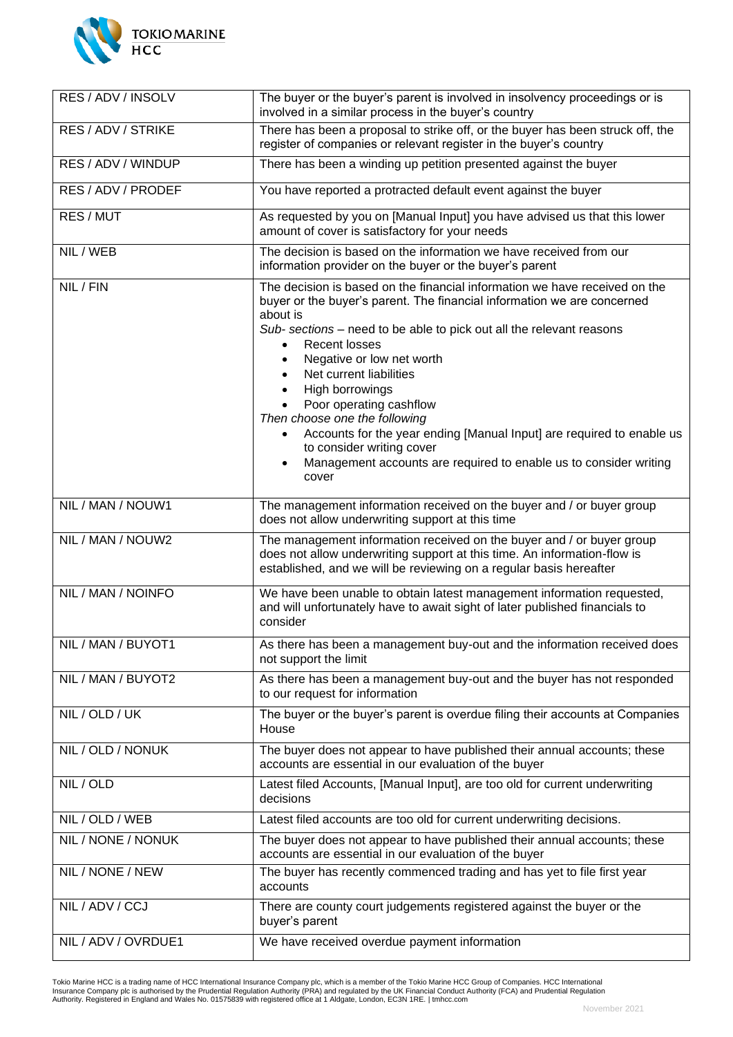| | |
|---|---|
| RES / ADV / INSOLV | The buyer or the buyer's parent is involved in insolvency proceedings or is involved in a similar process in the buyer's country |
| RES / ADV / STRIKE | There has been a proposal to strike off, or the buyer has been struck off, the register of companies or relevant register in the buyer's country |
| RES / ADV / WINDUP | There has been a winding up petition presented against the buyer |
| RES / ADV / PRODEF | You have reported a protracted default event against the buyer |
| RES / MUT | As requested by you on [Manual Input] you have advised us that this lower amount of cover is satisfactory for your needs |
| NIL / WEB | The decision is based on the information we have received from our information provider on the buyer or the buyer's parent |
| NIL / FIN | The decision is based on the financial information we have received on the buyer or the buyer's parent. The financial information we are concerned about is<br>*Sub- sections* – need to be able to pick out all the relevant reasons<br>• Recent losses<br>• Negative or low net worth<br>• Net current liabilities<br>• High borrowings<br>• Poor operating cashflow<br>*Then choose one the following*<br>• Accounts for the year ending [Manual Input] are required to enable us to consider writing cover<br>• Management accounts are required to enable us to consider writing cover |
| NIL / MAN / NOUW1 | The management information received on the buyer and / or buyer group does not allow underwriting support at this time |
| NIL / MAN / NOUW2 | The management information received on the buyer and / or buyer group does not allow underwriting support at this time. An information-flow is established, and we will be reviewing on a regular basis hereafter |
| NIL / MAN / NOINFO | We have been unable to obtain latest management information requested, and will unfortunately have to await sight of later published financials to consider |
| NIL / MAN / BUYOT1 | As there has been a management buy-out and the information received does not support the limit |
| NIL / MAN / BUYOT2 | As there has been a management buy-out and the buyer has not responded to our request for information |
| NIL / OLD / UK | The buyer or the buyer's parent is overdue filing their accounts at Companies House |
| NIL / OLD / NONUK | The buyer does not appear to have published their annual accounts; these accounts are essential in our evaluation of the buyer |
| NIL / OLD | Latest filed Accounts, [Manual Input], are too old for current underwriting decisions |
| NIL / OLD / WEB | Latest filed accounts are too old for current underwriting decisions. |
| NIL / NONE / NONUK | The buyer does not appear to have published their annual accounts; these accounts are essential in our evaluation of the buyer |
| NIL / NONE / NEW | The buyer has recently commenced trading and has yet to file first year accounts |
| NIL / ADV / CCJ | There are county court judgements registered against the buyer or the buyer's parent |
| NIL / ADV / OVRDUE1 | We have received overdue payment information |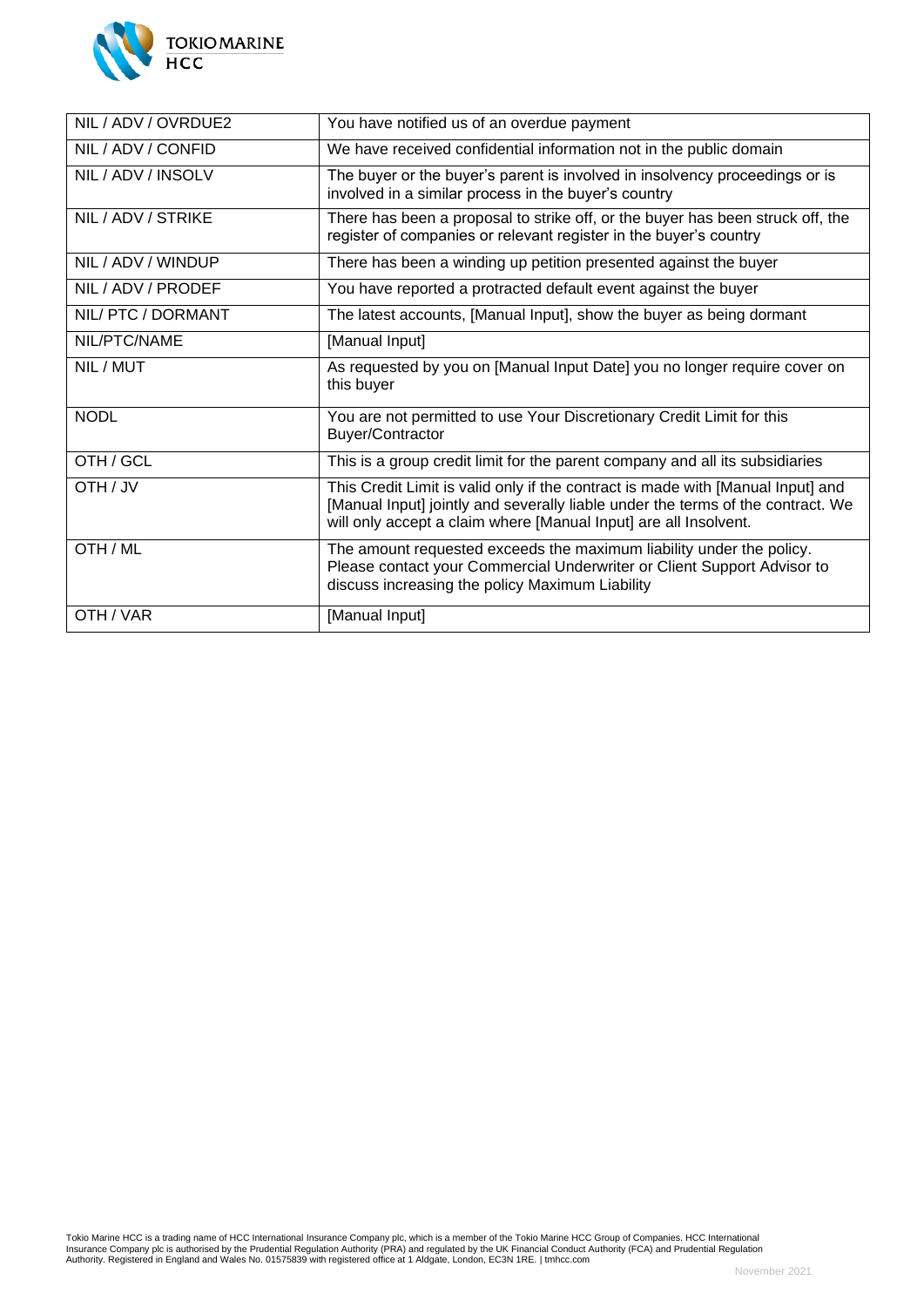| | |
|---|---|
| NIL / ADV / OVRDUE2 | You have notified us of an overdue payment |
| NIL / ADV / CONFID | We have received confidential information not in the public domain |
| NIL / ADV / INSOLV | The buyer or the buyer's parent is involved in insolvency proceedings or is involved in a similar process in the buyer's country |
| NIL / ADV / STRIKE | There has been a proposal to strike off, or the buyer has been struck off, the register of companies or relevant register in the buyer's country |
| NIL / ADV / WINDUP | There has been a winding up petition presented against the buyer |
| NIL / ADV / PRODEF | You have reported a protracted default event against the buyer |
| NIL/ PTC / DORMANT | The latest accounts, [Manual Input], show the buyer as being dormant |
| NIL/PTC/NAME | [Manual Input] |
| NIL / MUT | As requested by you on [Manual Input Date] you no longer require cover on this buyer |
| NODL | You are not permitted to use Your Discretionary Credit Limit for this Buyer/Contractor |
| OTH / GCL | This is a group credit limit for the parent company and all its subsidiaries |
| OTH / JV | This Credit Limit is valid only if the contract is made with [Manual Input] and [Manual Input] jointly and severally liable under the terms of the contract. We will only accept a claim where [Manual Input] are all Insolvent. |
| OTH / ML | The amount requested exceeds the maximum liability under the policy. Please contact your Commercial Underwriter or Client Support Advisor to discuss increasing the policy Maximum Liability |
| OTH / VAR | [Manual Input] |

Tokio Marine HCC is a trading name of HCC International Insurance Company plc, which is a member of the Tokio Marine HCC Group of Companies. HCC International Insurance Company plc is authorised by the Prudential Regulation Authority (PRA) and regulated by the UK Financial Conduct Authority (FCA) and Prudential Regulation Authority. Registered in England and Wales No. 01575839 with registered office at 1 Aldgate, London, EC3N 1RE. | tmhcc.com

November 2021